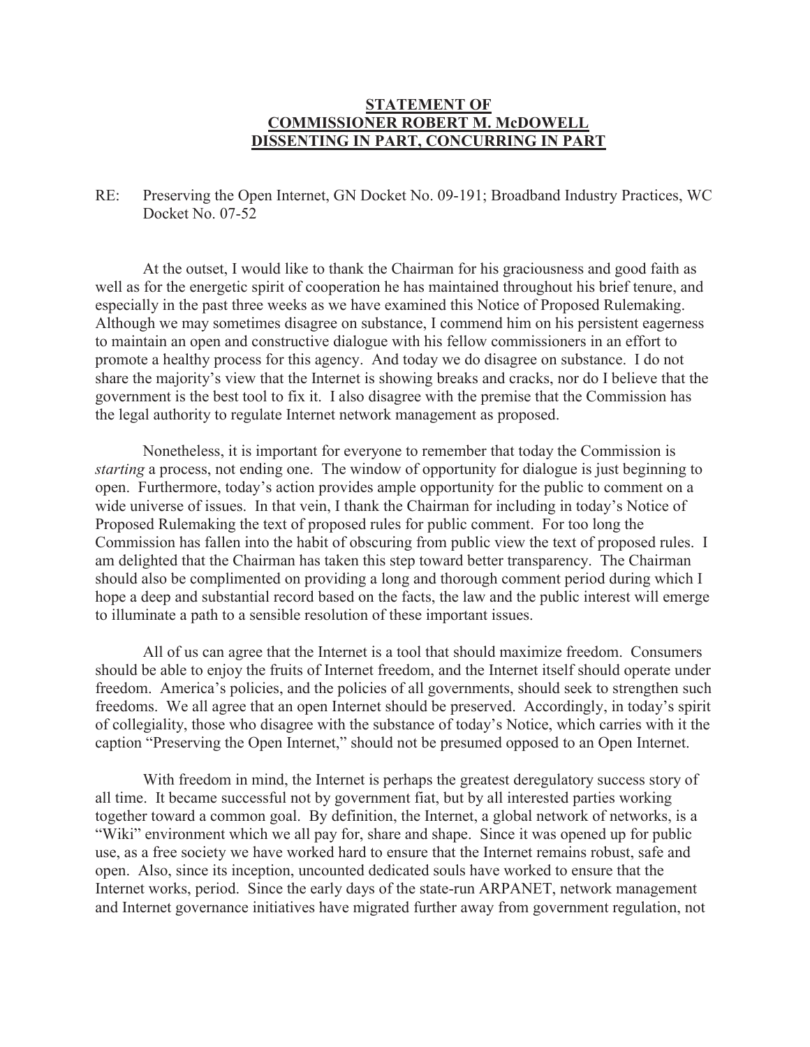**STATEMENT OF**
**COMMISSIONER ROBERT M. McDOWELL**
**DISSENTING IN PART, CONCURRING IN PART**

RE: Preserving the Open Internet, GN Docket No. 09-191; Broadband Industry Practices, WC Docket No. 07-52

At the outset, I would like to thank the Chairman for his graciousness and good faith as well as for the energetic spirit of cooperation he has maintained throughout his brief tenure, and especially in the past three weeks as we have examined this Notice of Proposed Rulemaking. Although we may sometimes disagree on substance, I commend him on his persistent eagerness to maintain an open and constructive dialogue with his fellow commissioners in an effort to promote a healthy process for this agency. And today we do disagree on substance. I do not share the majority's view that the Internet is showing breaks and cracks, nor do I believe that the government is the best tool to fix it. I also disagree with the premise that the Commission has the legal authority to regulate Internet network management as proposed.

Nonetheless, it is important for everyone to remember that today the Commission is *starting* a process, not ending one. The window of opportunity for dialogue is just beginning to open. Furthermore, today's action provides ample opportunity for the public to comment on a wide universe of issues. In that vein, I thank the Chairman for including in today's Notice of Proposed Rulemaking the text of proposed rules for public comment. For too long the Commission has fallen into the habit of obscuring from public view the text of proposed rules. I am delighted that the Chairman has taken this step toward better transparency. The Chairman should also be complimented on providing a long and thorough comment period during which I hope a deep and substantial record based on the facts, the law and the public interest will emerge to illuminate a path to a sensible resolution of these important issues.

All of us can agree that the Internet is a tool that should maximize freedom. Consumers should be able to enjoy the fruits of Internet freedom, and the Internet itself should operate under freedom. America's policies, and the policies of all governments, should seek to strengthen such freedoms. We all agree that an open Internet should be preserved. Accordingly, in today's spirit of collegiality, those who disagree with the substance of today's Notice, which carries with it the caption "Preserving the Open Internet," should not be presumed opposed to an Open Internet.

With freedom in mind, the Internet is perhaps the greatest deregulatory success story of all time. It became successful not by government fiat, but by all interested parties working together toward a common goal. By definition, the Internet, a global network of networks, is a "Wiki" environment which we all pay for, share and shape. Since it was opened up for public use, as a free society we have worked hard to ensure that the Internet remains robust, safe and open. Also, since its inception, uncounted dedicated souls have worked to ensure that the Internet works, period. Since the early days of the state-run ARPANET, network management and Internet governance initiatives have migrated further away from government regulation, not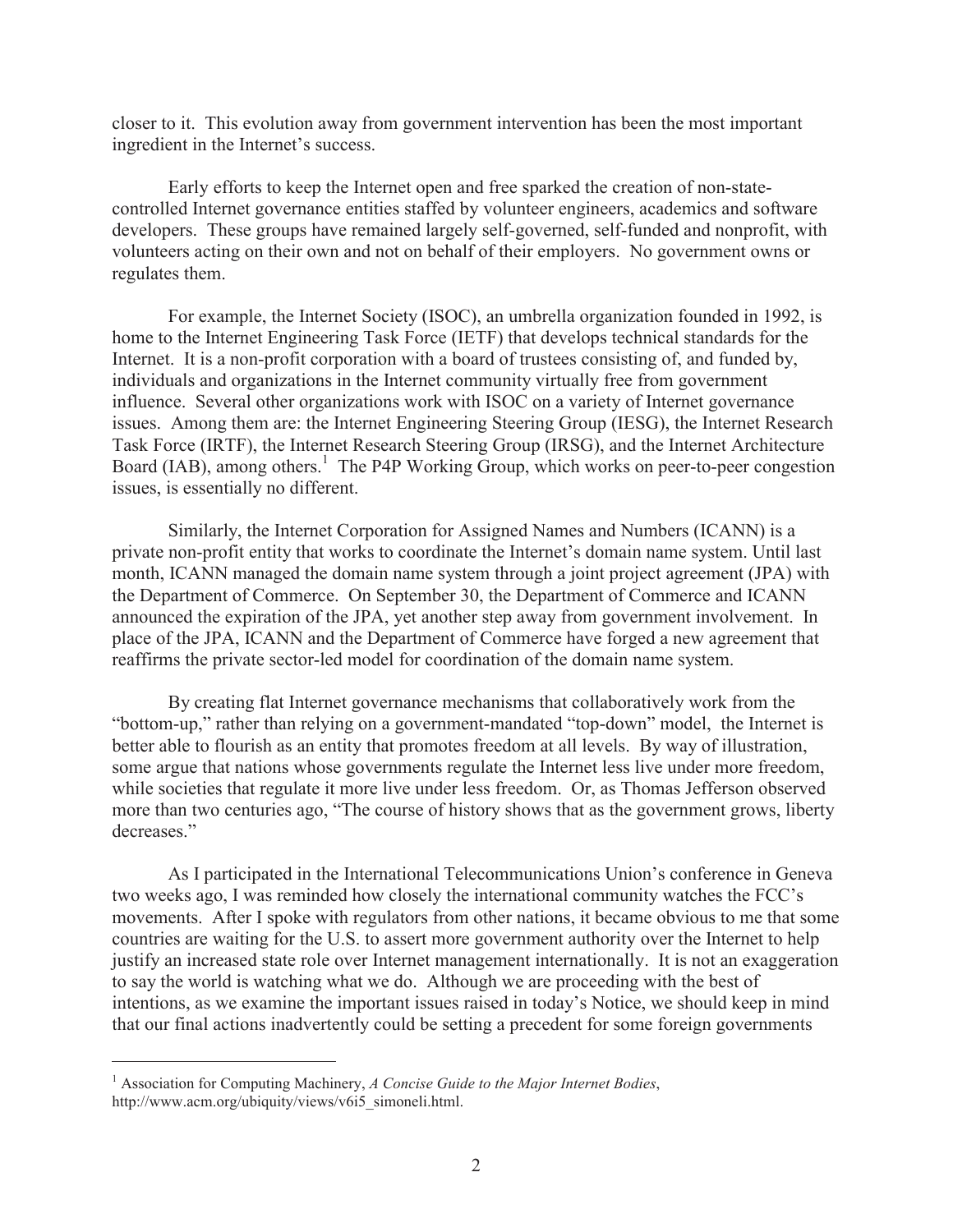closer to it. This evolution away from government intervention has been the most important ingredient in the Internet's success.

Early efforts to keep the Internet open and free sparked the creation of non-state-controlled Internet governance entities staffed by volunteer engineers, academics and software developers. These groups have remained largely self-governed, self-funded and nonprofit, with volunteers acting on their own and not on behalf of their employers. No government owns or regulates them.

For example, the Internet Society (ISOC), an umbrella organization founded in 1992, is home to the Internet Engineering Task Force (IETF) that develops technical standards for the Internet. It is a non-profit corporation with a board of trustees consisting of, and funded by, individuals and organizations in the Internet community virtually free from government influence. Several other organizations work with ISOC on a variety of Internet governance issues. Among them are: the Internet Engineering Steering Group (IESG), the Internet Research Task Force (IRTF), the Internet Research Steering Group (IRSG), and the Internet Architecture Board (IAB), among others.[1] The P4P Working Group, which works on peer-to-peer congestion issues, is essentially no different.

Similarly, the Internet Corporation for Assigned Names and Numbers (ICANN) is a private non-profit entity that works to coordinate the Internet's domain name system. Until last month, ICANN managed the domain name system through a joint project agreement (JPA) with the Department of Commerce. On September 30, the Department of Commerce and ICANN announced the expiration of the JPA, yet another step away from government involvement. In place of the JPA, ICANN and the Department of Commerce have forged a new agreement that reaffirms the private sector-led model for coordination of the domain name system.

By creating flat Internet governance mechanisms that collaboratively work from the "bottom-up," rather than relying on a government-mandated "top-down" model, the Internet is better able to flourish as an entity that promotes freedom at all levels. By way of illustration, some argue that nations whose governments regulate the Internet less live under more freedom, while societies that regulate it more live under less freedom. Or, as Thomas Jefferson observed more than two centuries ago, "The course of history shows that as the government grows, liberty decreases."

As I participated in the International Telecommunications Union's conference in Geneva two weeks ago, I was reminded how closely the international community watches the FCC's movements. After I spoke with regulators from other nations, it became obvious to me that some countries are waiting for the U.S. to assert more government authority over the Internet to help justify an increased state role over Internet management internationally. It is not an exaggeration to say the world is watching what we do. Although we are proceeding with the best of intentions, as we examine the important issues raised in today's Notice, we should keep in mind that our final actions inadvertently could be setting a precedent for some foreign governments

---

[1] Association for Computing Machinery, *A Concise Guide to the Major Internet Bodies*, http://www.acm.org/ubiquity/views/v6i5_simoneli.html.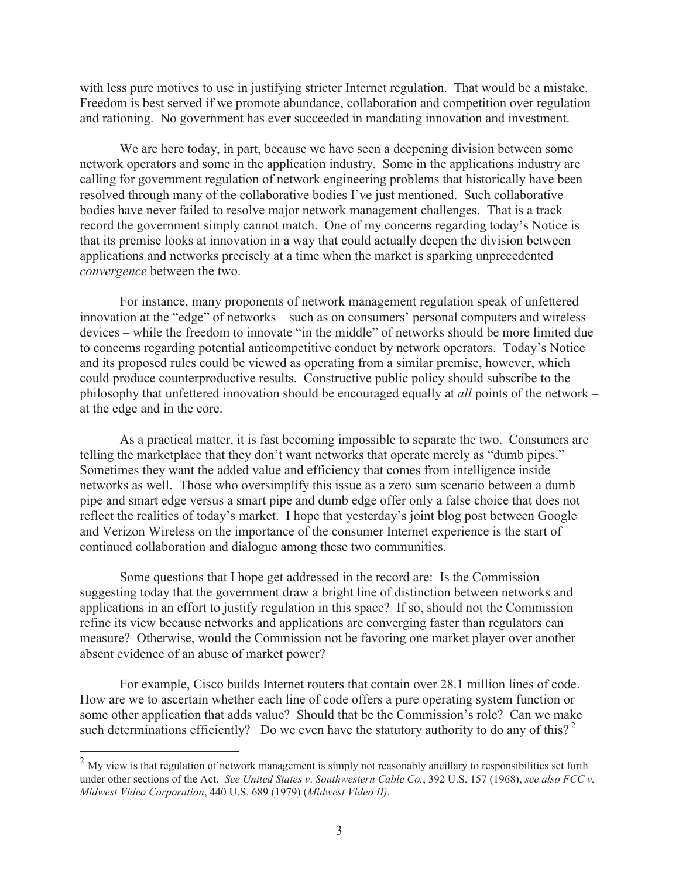with less pure motives to use in justifying stricter Internet regulation. That would be a mistake. Freedom is best served if we promote abundance, collaboration and competition over regulation and rationing. No government has ever succeeded in mandating innovation and investment.

We are here today, in part, because we have seen a deepening division between some network operators and some in the application industry. Some in the applications industry are calling for government regulation of network engineering problems that historically have been resolved through many of the collaborative bodies I've just mentioned. Such collaborative bodies have never failed to resolve major network management challenges. That is a track record the government simply cannot match. One of my concerns regarding today's Notice is that its premise looks at innovation in a way that could actually deepen the division between applications and networks precisely at a time when the market is sparking unprecedented *convergence* between the two.

For instance, many proponents of network management regulation speak of unfettered innovation at the "edge" of networks – such as on consumers' personal computers and wireless devices – while the freedom to innovate "in the middle" of networks should be more limited due to concerns regarding potential anticompetitive conduct by network operators. Today's Notice and its proposed rules could be viewed as operating from a similar premise, however, which could produce counterproductive results. Constructive public policy should subscribe to the philosophy that unfettered innovation should be encouraged equally at *all* points of the network – at the edge and in the core.

As a practical matter, it is fast becoming impossible to separate the two. Consumers are telling the marketplace that they don't want networks that operate merely as "dumb pipes." Sometimes they want the added value and efficiency that comes from intelligence inside networks as well. Those who oversimplify this issue as a zero sum scenario between a dumb pipe and smart edge versus a smart pipe and dumb edge offer only a false choice that does not reflect the realities of today's market. I hope that yesterday's joint blog post between Google and Verizon Wireless on the importance of the consumer Internet experience is the start of continued collaboration and dialogue among these two communities.

Some questions that I hope get addressed in the record are: Is the Commission suggesting today that the government draw a bright line of distinction between networks and applications in an effort to justify regulation in this space? If so, should not the Commission refine its view because networks and applications are converging faster than regulators can measure? Otherwise, would the Commission not be favoring one market player over another absent evidence of an abuse of market power?

For example, Cisco builds Internet routers that contain over 28.1 million lines of code. How are we to ascertain whether each line of code offers a pure operating system function or some other application that adds value? Should that be the Commission's role? Can we make such determinations efficiently? Do we even have the statutory authority to do any of this?[2]

---

[2] My view is that regulation of network management is simply not reasonably ancillary to responsibilities set forth under other sections of the Act. *See United States v. Southwestern Cable Co.*, 392 U.S. 157 (1968), *see also FCC v. Midwest Video Corporation*, 440 U.S. 689 (1979) (*Midwest Video II)*.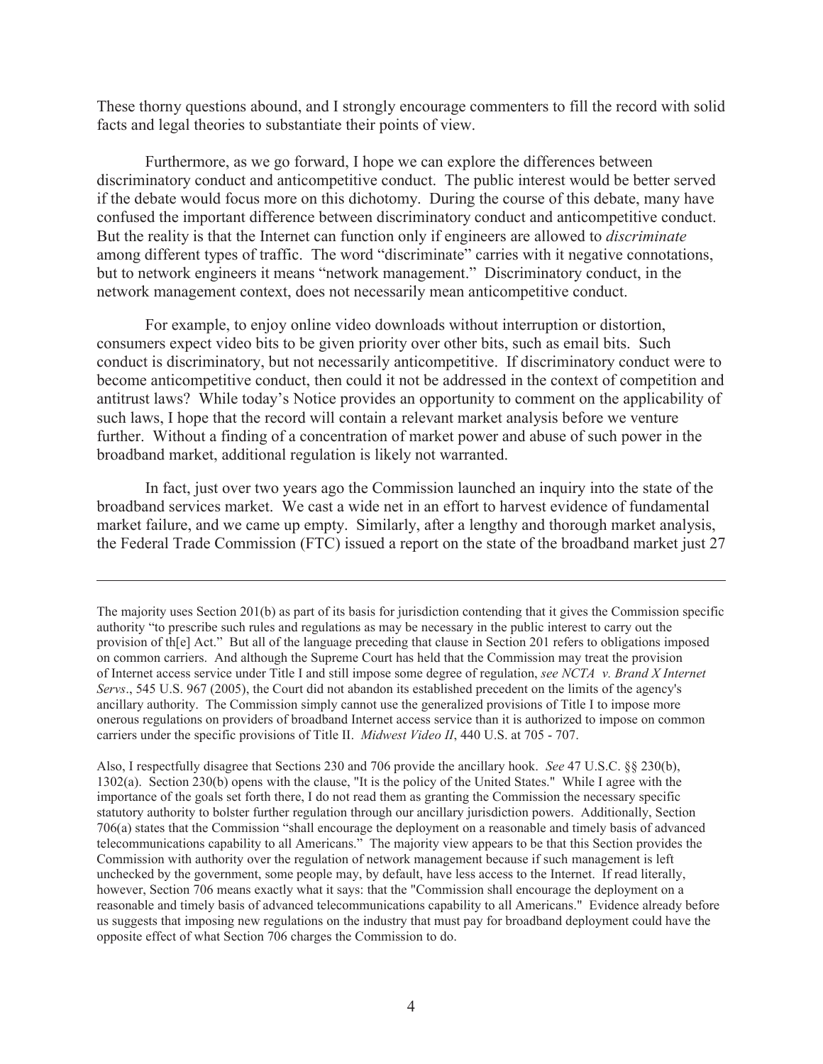These thorny questions abound, and I strongly encourage commenters to fill the record with solid facts and legal theories to substantiate their points of view.

Furthermore, as we go forward, I hope we can explore the differences between discriminatory conduct and anticompetitive conduct. The public interest would be better served if the debate would focus more on this dichotomy. During the course of this debate, many have confused the important difference between discriminatory conduct and anticompetitive conduct. But the reality is that the Internet can function only if engineers are allowed to *discriminate* among different types of traffic. The word "discriminate" carries with it negative connotations, but to network engineers it means "network management." Discriminatory conduct, in the network management context, does not necessarily mean anticompetitive conduct.

For example, to enjoy online video downloads without interruption or distortion, consumers expect video bits to be given priority over other bits, such as email bits. Such conduct is discriminatory, but not necessarily anticompetitive. If discriminatory conduct were to become anticompetitive conduct, then could it not be addressed in the context of competition and antitrust laws? While today's Notice provides an opportunity to comment on the applicability of such laws, I hope that the record will contain a relevant market analysis before we venture further. Without a finding of a concentration of market power and abuse of such power in the broadband market, additional regulation is likely not warranted.

In fact, just over two years ago the Commission launched an inquiry into the state of the broadband services market. We cast a wide net in an effort to harvest evidence of fundamental market failure, and we came up empty. Similarly, after a lengthy and thorough market analysis, the Federal Trade Commission (FTC) issued a report on the state of the broadband market just 27

---

The majority uses Section 201(b) as part of its basis for jurisdiction contending that it gives the Commission specific authority "to prescribe such rules and regulations as may be necessary in the public interest to carry out the provision of th[e] Act." But all of the language preceding that clause in Section 201 refers to obligations imposed on common carriers. And although the Supreme Court has held that the Commission may treat the provision of Internet access service under Title I and still impose some degree of regulation, *see NCTA v. Brand X Internet Servs*., 545 U.S. 967 (2005), the Court did not abandon its established precedent on the limits of the agency's ancillary authority. The Commission simply cannot use the generalized provisions of Title I to impose more onerous regulations on providers of broadband Internet access service than it is authorized to impose on common carriers under the specific provisions of Title II. *Midwest Video II*, 440 U.S. at 705 - 707.

Also, I respectfully disagree that Sections 230 and 706 provide the ancillary hook. *See* 47 U.S.C. §§ 230(b), 1302(a). Section 230(b) opens with the clause, "It is the policy of the United States." While I agree with the importance of the goals set forth there, I do not read them as granting the Commission the necessary specific statutory authority to bolster further regulation through our ancillary jurisdiction powers. Additionally, Section 706(a) states that the Commission "shall encourage the deployment on a reasonable and timely basis of advanced telecommunications capability to all Americans." The majority view appears to be that this Section provides the Commission with authority over the regulation of network management because if such management is left unchecked by the government, some people may, by default, have less access to the Internet. If read literally, however, Section 706 means exactly what it says: that the "Commission shall encourage the deployment on a reasonable and timely basis of advanced telecommunications capability to all Americans." Evidence already before us suggests that imposing new regulations on the industry that must pay for broadband deployment could have the opposite effect of what Section 706 charges the Commission to do.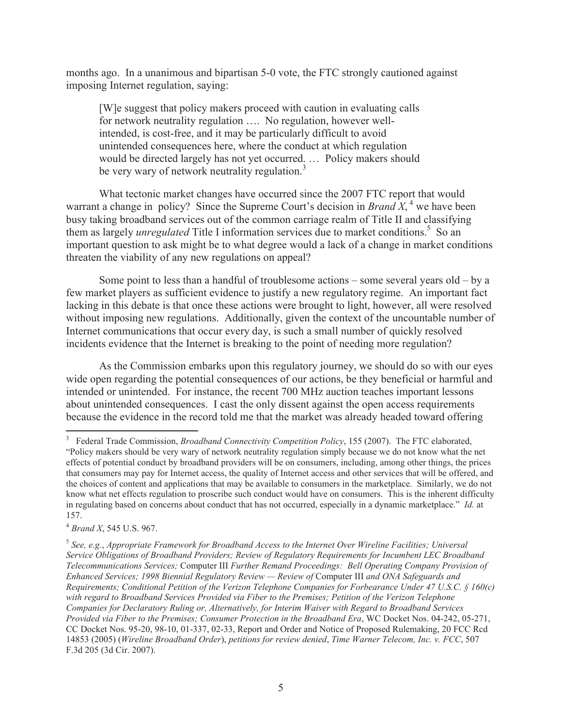months ago. In a unanimous and bipartisan 5-0 vote, the FTC strongly cautioned against imposing Internet regulation, saying:

> [W]e suggest that policy makers proceed with caution in evaluating calls for network neutrality regulation …. No regulation, however well-intended, is cost-free, and it may be particularly difficult to avoid unintended consequences here, where the conduct at which regulation would be directed largely has not yet occurred. … Policy makers should be very wary of network neutrality regulation.[3]

What tectonic market changes have occurred since the 2007 FTC report that would warrant a change in policy? Since the Supreme Court's decision in *Brand X*,[4] we have been busy taking broadband services out of the common carriage realm of Title II and classifying them as largely *unregulated* Title I information services due to market conditions.[5] So an important question to ask might be to what degree would a lack of a change in market conditions threaten the viability of any new regulations on appeal?

Some point to less than a handful of troublesome actions – some several years old – by a few market players as sufficient evidence to justify a new regulatory regime. An important fact lacking in this debate is that once these actions were brought to light, however, all were resolved without imposing new regulations. Additionally, given the context of the uncountable number of Internet communications that occur every day, is such a small number of quickly resolved incidents evidence that the Internet is breaking to the point of needing more regulation?

As the Commission embarks upon this regulatory journey, we should do so with our eyes wide open regarding the potential consequences of our actions, be they beneficial or harmful and intended or unintended. For instance, the recent 700 MHz auction teaches important lessons about unintended consequences. I cast the only dissent against the open access requirements because the evidence in the record told me that the market was already headed toward offering

---

[3] Federal Trade Commission, *Broadband Connectivity Competition Policy*, 155 (2007). The FTC elaborated, "Policy makers should be very wary of network neutrality regulation simply because we do not know what the net effects of potential conduct by broadband providers will be on consumers, including, among other things, the prices that consumers may pay for Internet access, the quality of Internet access and other services that will be offered, and the choices of content and applications that may be available to consumers in the marketplace. Similarly, we do not know what net effects regulation to proscribe such conduct would have on consumers. This is the inherent difficulty in regulating based on concerns about conduct that has not occurred, especially in a dynamic marketplace." *Id.* at 157.

[4] *Brand X*, 545 U.S. 967.

[5] *See, e.g.*, *Appropriate Framework for Broadband Access to the Internet Over Wireline Facilities; Universal Service Obligations of Broadband Providers; Review of Regulatory Requirements for Incumbent LEC Broadband Telecommunications Services;* Computer III *Further Remand Proceedings: Bell Operating Company Provision of Enhanced Services; 1998 Biennial Regulatory Review — Review of* Computer III *and ONA Safeguards and Requirements; Conditional Petition of the Verizon Telephone Companies for Forbearance Under 47 U.S.C. § 160(c) with regard to Broadband Services Provided via Fiber to the Premises; Petition of the Verizon Telephone Companies for Declaratory Ruling or, Alternatively, for Interim Waiver with Regard to Broadband Services Provided via Fiber to the Premises; Consumer Protection in the Broadband Era*, WC Docket Nos. 04-242, 05-271, CC Docket Nos. 95-20, 98-10, 01-337, 02-33, Report and Order and Notice of Proposed Rulemaking, 20 FCC Rcd 14853 (2005) (*Wireline Broadband Order*), *petitions for review denied*, *Time Warner Telecom, Inc. v. FCC*, 507 F.3d 205 (3d Cir. 2007).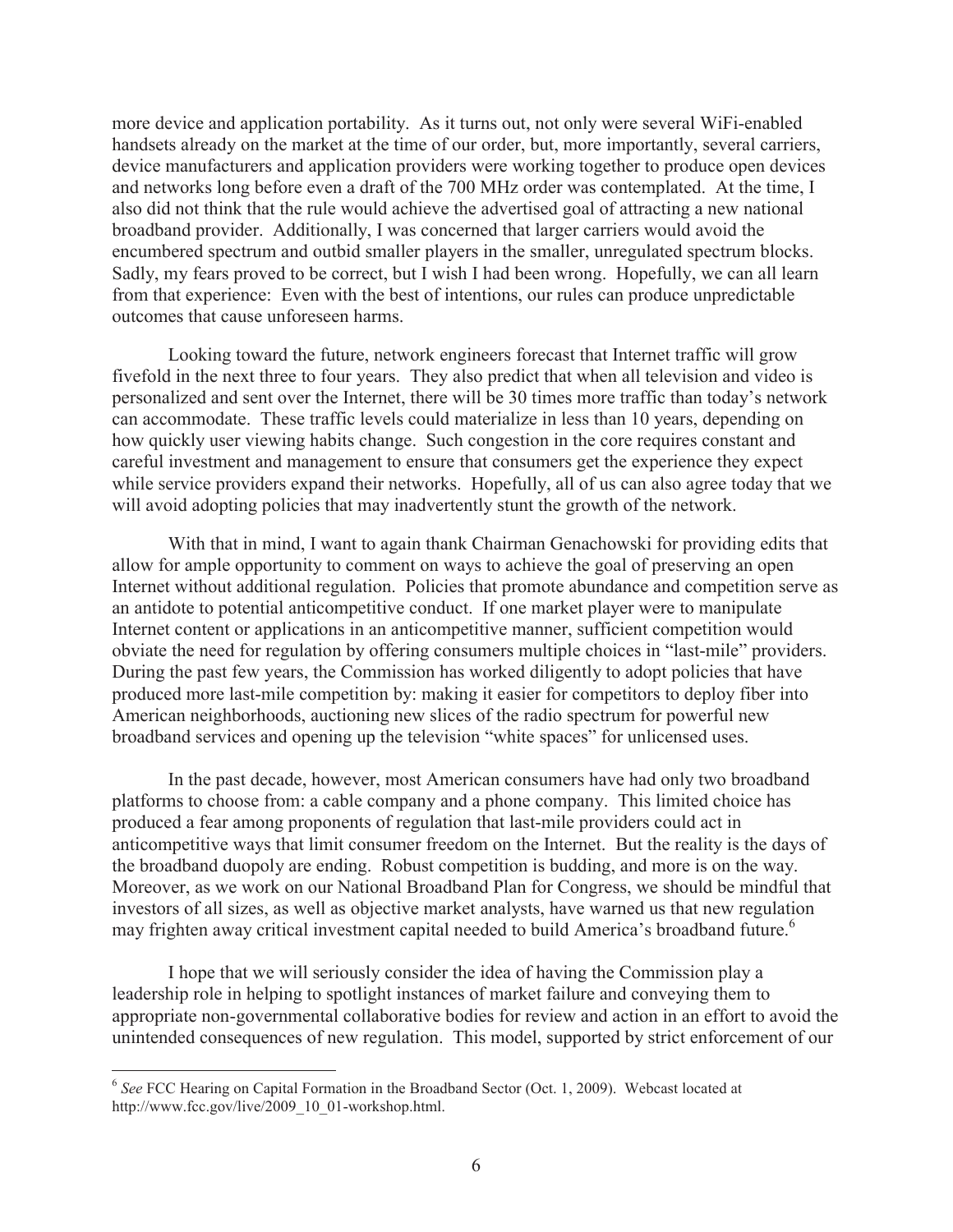more device and application portability. As it turns out, not only were several WiFi-enabled handsets already on the market at the time of our order, but, more importantly, several carriers, device manufacturers and application providers were working together to produce open devices and networks long before even a draft of the 700 MHz order was contemplated. At the time, I also did not think that the rule would achieve the advertised goal of attracting a new national broadband provider. Additionally, I was concerned that larger carriers would avoid the encumbered spectrum and outbid smaller players in the smaller, unregulated spectrum blocks. Sadly, my fears proved to be correct, but I wish I had been wrong. Hopefully, we can all learn from that experience: Even with the best of intentions, our rules can produce unpredictable outcomes that cause unforeseen harms.

Looking toward the future, network engineers forecast that Internet traffic will grow fivefold in the next three to four years. They also predict that when all television and video is personalized and sent over the Internet, there will be 30 times more traffic than today's network can accommodate. These traffic levels could materialize in less than 10 years, depending on how quickly user viewing habits change. Such congestion in the core requires constant and careful investment and management to ensure that consumers get the experience they expect while service providers expand their networks. Hopefully, all of us can also agree today that we will avoid adopting policies that may inadvertently stunt the growth of the network.

With that in mind, I want to again thank Chairman Genachowski for providing edits that allow for ample opportunity to comment on ways to achieve the goal of preserving an open Internet without additional regulation. Policies that promote abundance and competition serve as an antidote to potential anticompetitive conduct. If one market player were to manipulate Internet content or applications in an anticompetitive manner, sufficient competition would obviate the need for regulation by offering consumers multiple choices in "last-mile" providers. During the past few years, the Commission has worked diligently to adopt policies that have produced more last-mile competition by: making it easier for competitors to deploy fiber into American neighborhoods, auctioning new slices of the radio spectrum for powerful new broadband services and opening up the television "white spaces" for unlicensed uses.

In the past decade, however, most American consumers have had only two broadband platforms to choose from: a cable company and a phone company. This limited choice has produced a fear among proponents of regulation that last-mile providers could act in anticompetitive ways that limit consumer freedom on the Internet. But the reality is the days of the broadband duopoly are ending. Robust competition is budding, and more is on the way. Moreover, as we work on our National Broadband Plan for Congress, we should be mindful that investors of all sizes, as well as objective market analysts, have warned us that new regulation may frighten away critical investment capital needed to build America's broadband future.[6]

I hope that we will seriously consider the idea of having the Commission play a leadership role in helping to spotlight instances of market failure and conveying them to appropriate non-governmental collaborative bodies for review and action in an effort to avoid the unintended consequences of new regulation. This model, supported by strict enforcement of our

---

[6] *See* FCC Hearing on Capital Formation in the Broadband Sector (Oct. 1, 2009). Webcast located at http://www.fcc.gov/live/2009_10_01-workshop.html.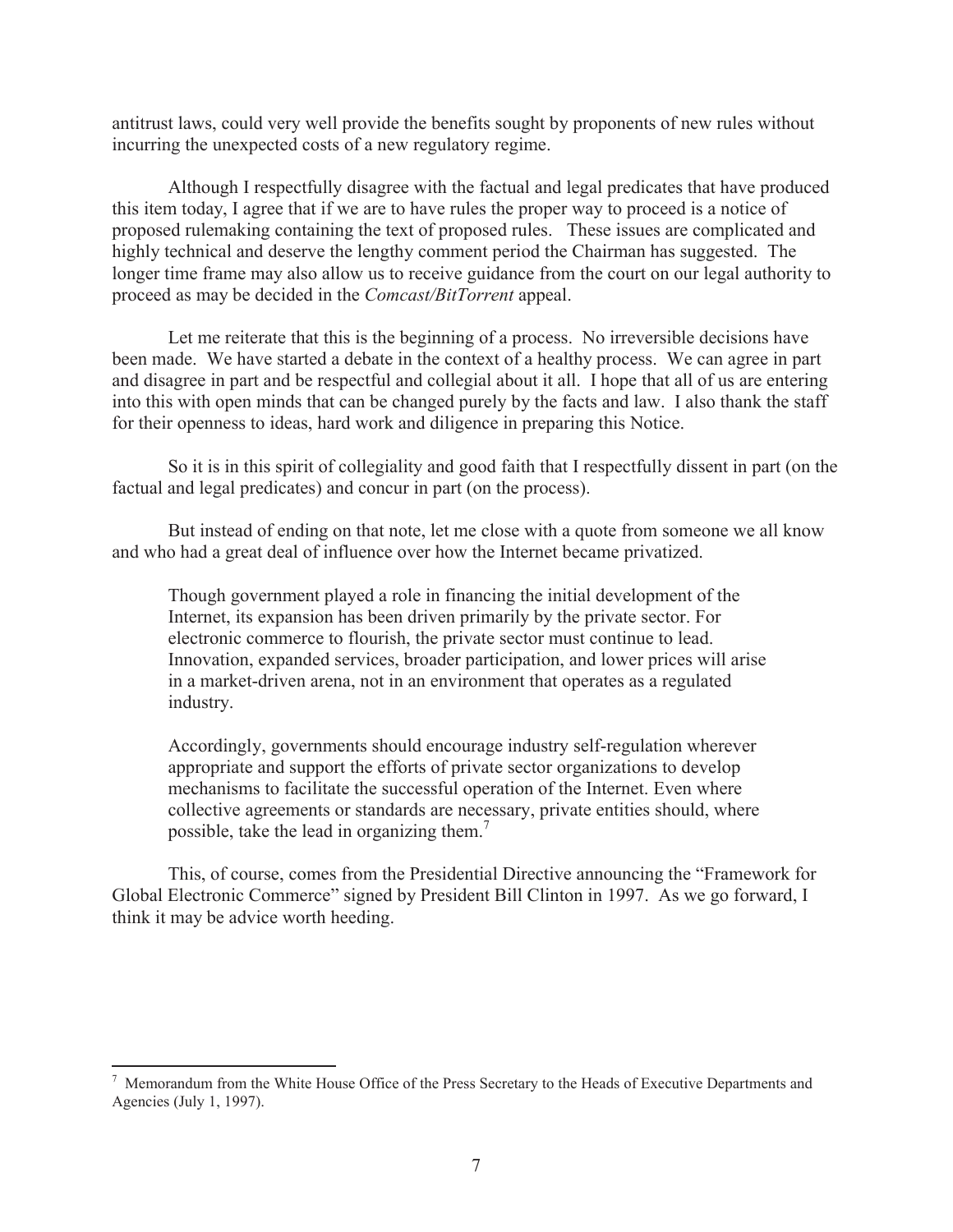antitrust laws, could very well provide the benefits sought by proponents of new rules without incurring the unexpected costs of a new regulatory regime.

Although I respectfully disagree with the factual and legal predicates that have produced this item today, I agree that if we are to have rules the proper way to proceed is a notice of proposed rulemaking containing the text of proposed rules. These issues are complicated and highly technical and deserve the lengthy comment period the Chairman has suggested. The longer time frame may also allow us to receive guidance from the court on our legal authority to proceed as may be decided in the *Comcast/BitTorrent* appeal.

Let me reiterate that this is the beginning of a process. No irreversible decisions have been made. We have started a debate in the context of a healthy process. We can agree in part and disagree in part and be respectful and collegial about it all. I hope that all of us are entering into this with open minds that can be changed purely by the facts and law. I also thank the staff for their openness to ideas, hard work and diligence in preparing this Notice.

So it is in this spirit of collegiality and good faith that I respectfully dissent in part (on the factual and legal predicates) and concur in part (on the process).

But instead of ending on that note, let me close with a quote from someone we all know and who had a great deal of influence over how the Internet became privatized.

> Though government played a role in financing the initial development of the Internet, its expansion has been driven primarily by the private sector. For electronic commerce to flourish, the private sector must continue to lead. Innovation, expanded services, broader participation, and lower prices will arise in a market-driven arena, not in an environment that operates as a regulated industry.
>
> Accordingly, governments should encourage industry self-regulation wherever appropriate and support the efforts of private sector organizations to develop mechanisms to facilitate the successful operation of the Internet. Even where collective agreements or standards are necessary, private entities should, where possible, take the lead in organizing them.[7]

This, of course, comes from the Presidential Directive announcing the "Framework for Global Electronic Commerce" signed by President Bill Clinton in 1997. As we go forward, I think it may be advice worth heeding.

---

[7] Memorandum from the White House Office of the Press Secretary to the Heads of Executive Departments and Agencies (July 1, 1997).